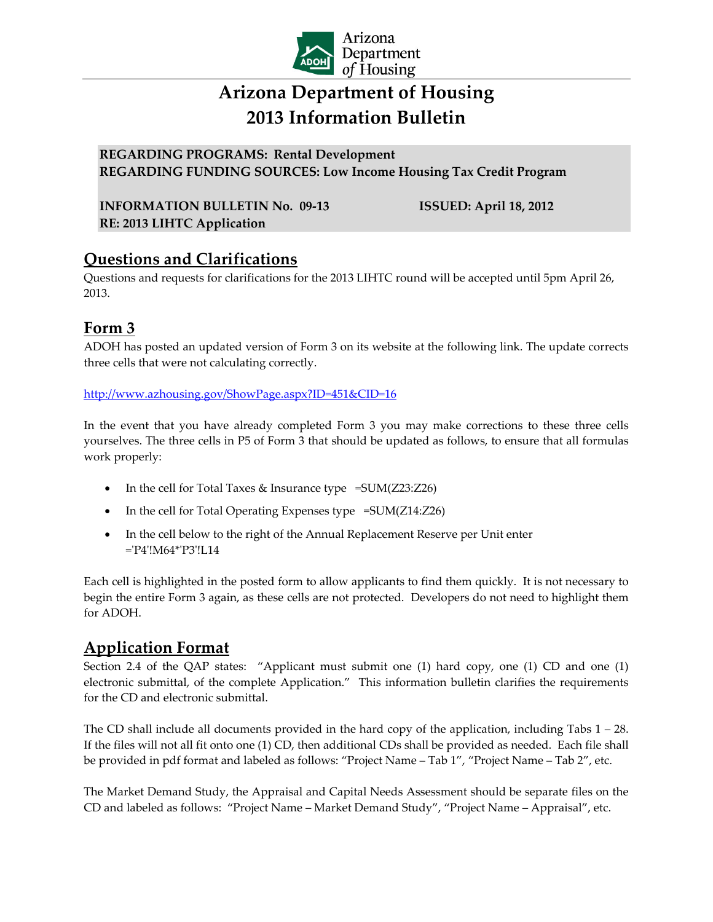Arizona Department of Housing

# Arizona Department of Housing
# 2013 Information Bulletin

**REGARDING PROGRAMS: Rental Development**
**REGARDING FUNDING SOURCES: Low Income Housing Tax Credit Program**

**INFORMATION BULLETIN No. 09-13** **ISSUED: April 18, 2012**
**RE: 2013 LIHTC Application**

## Questions and Clarifications

Questions and requests for clarifications for the 2013 LIHTC round will be accepted until 5pm April 26, 2013.

## Form 3

ADOH has posted an updated version of Form 3 on its website at the following link. The update corrects three cells that were not calculating correctly.

http://www.azhousing.gov/ShowPage.aspx?ID=451&CID=16

In the event that you have already completed Form 3 you may make corrections to these three cells yourselves. The three cells in P5 of Form 3 that should be updated as follows, to ensure that all formulas work properly:

- In the cell for Total Taxes & Insurance type =SUM(Z23:Z26)
- In the cell for Total Operating Expenses type =SUM(Z14:Z26)
- In the cell below to the right of the Annual Replacement Reserve per Unit enter ='P4'!M64*'P3'!L14

Each cell is highlighted in the posted form to allow applicants to find them quickly. It is not necessary to begin the entire Form 3 again, as these cells are not protected. Developers do not need to highlight them for ADOH.

## Application Format

Section 2.4 of the QAP states: "Applicant must submit one (1) hard copy, one (1) CD and one (1) electronic submittal, of the complete Application." This information bulletin clarifies the requirements for the CD and electronic submittal.

The CD shall include all documents provided in the hard copy of the application, including Tabs 1 – 28. If the files will not all fit onto one (1) CD, then additional CDs shall be provided as needed. Each file shall be provided in pdf format and labeled as follows: "Project Name – Tab 1", "Project Name – Tab 2", etc.

The Market Demand Study, the Appraisal and Capital Needs Assessment should be separate files on the CD and labeled as follows: "Project Name – Market Demand Study", "Project Name – Appraisal", etc.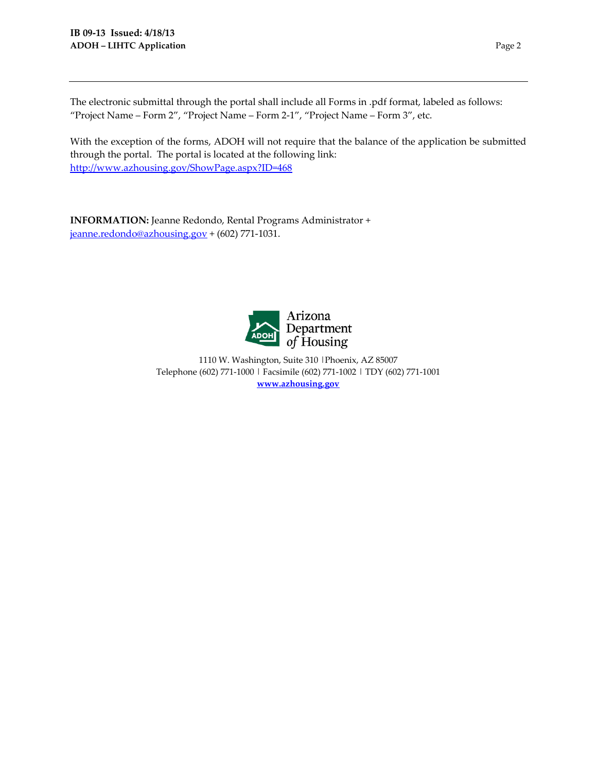The electronic submittal through the portal shall include all Forms in .pdf format, labeled as follows: "Project Name – Form 2", "Project Name – Form 2-1", "Project Name – Form 3", etc.

With the exception of the forms, ADOH will not require that the balance of the application be submitted through the portal. The portal is located at the following link: http://www.azhousing.gov/ShowPage.aspx?ID=468

**INFORMATION:** Jeanne Redondo, Rental Programs Administrator + jeanne.redondo@azhousing.gov + (602) 771-1031.

Arizona Department of Housing

1110 W. Washington, Suite 310 | Phoenix, AZ 85007
Telephone (602) 771-1000 | Facsimile (602) 771-1002 | TDY (602) 771-1001
**www.azhousing.gov**